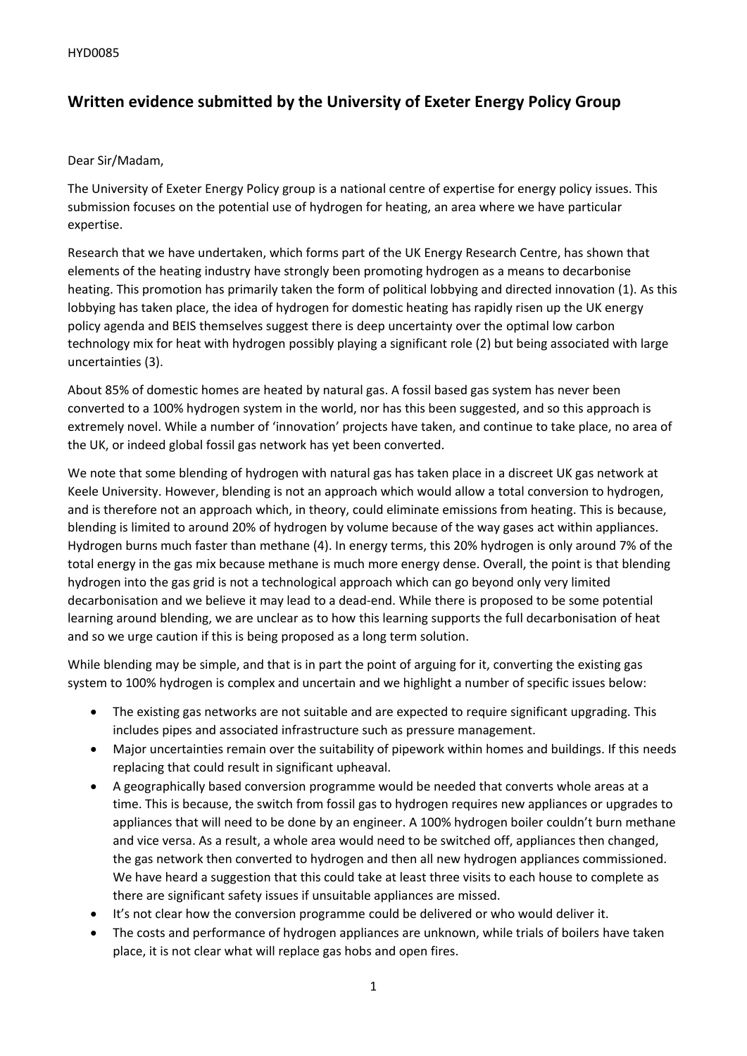HYD0085

# Written evidence submitted by the University of Exeter Energy Policy Group

Dear Sir/Madam,

The University of Exeter Energy Policy group is a national centre of expertise for energy policy issues. This submission focuses on the potential use of hydrogen for heating, an area where we have particular expertise.

Research that we have undertaken, which forms part of the UK Energy Research Centre, has shown that elements of the heating industry have strongly been promoting hydrogen as a means to decarbonise heating. This promotion has primarily taken the form of political lobbying and directed innovation (1). As this lobbying has taken place, the idea of hydrogen for domestic heating has rapidly risen up the UK energy policy agenda and BEIS themselves suggest there is deep uncertainty over the optimal low carbon technology mix for heat with hydrogen possibly playing a significant role (2) but being associated with large uncertainties (3).

About 85% of domestic homes are heated by natural gas. A fossil based gas system has never been converted to a 100% hydrogen system in the world, nor has this been suggested, and so this approach is extremely novel. While a number of 'innovation' projects have taken, and continue to take place, no area of the UK, or indeed global fossil gas network has yet been converted.

We note that some blending of hydrogen with natural gas has taken place in a discreet UK gas network at Keele University. However, blending is not an approach which would allow a total conversion to hydrogen, and is therefore not an approach which, in theory, could eliminate emissions from heating. This is because, blending is limited to around 20% of hydrogen by volume because of the way gases act within appliances. Hydrogen burns much faster than methane (4). In energy terms, this 20% hydrogen is only around 7% of the total energy in the gas mix because methane is much more energy dense. Overall, the point is that blending hydrogen into the gas grid is not a technological approach which can go beyond only very limited decarbonisation and we believe it may lead to a dead-end. While there is proposed to be some potential learning around blending, we are unclear as to how this learning supports the full decarbonisation of heat and so we urge caution if this is being proposed as a long term solution.

While blending may be simple, and that is in part the point of arguing for it, converting the existing gas system to 100% hydrogen is complex and uncertain and we highlight a number of specific issues below:

- The existing gas networks are not suitable and are expected to require significant upgrading. This includes pipes and associated infrastructure such as pressure management.
- Major uncertainties remain over the suitability of pipework within homes and buildings. If this needs replacing that could result in significant upheaval.
- A geographically based conversion programme would be needed that converts whole areas at a time. This is because, the switch from fossil gas to hydrogen requires new appliances or upgrades to appliances that will need to be done by an engineer. A 100% hydrogen boiler couldn't burn methane and vice versa. As a result, a whole area would need to be switched off, appliances then changed, the gas network then converted to hydrogen and then all new hydrogen appliances commissioned. We have heard a suggestion that this could take at least three visits to each house to complete as there are significant safety issues if unsuitable appliances are missed.
- It's not clear how the conversion programme could be delivered or who would deliver it.
- The costs and performance of hydrogen appliances are unknown, while trials of boilers have taken place, it is not clear what will replace gas hobs and open fires.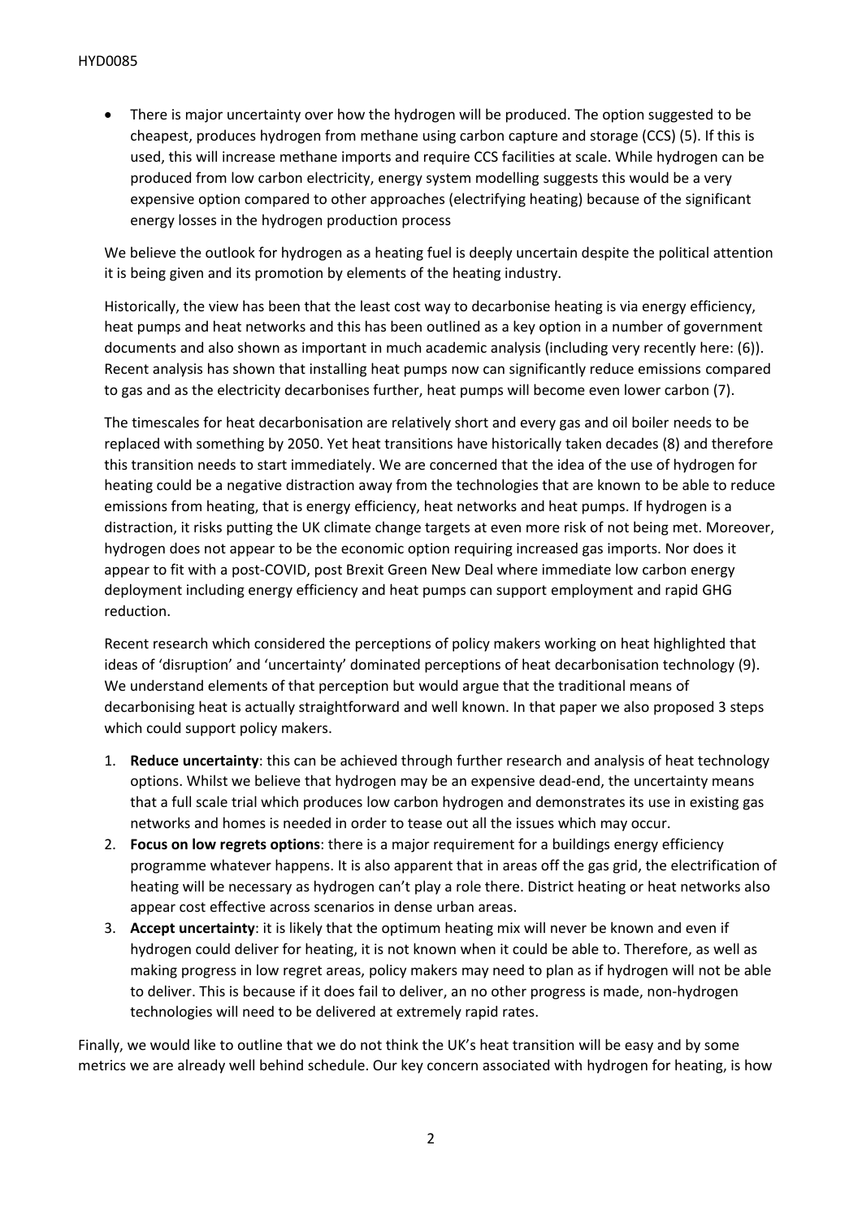- There is major uncertainty over how the hydrogen will be produced. The option suggested to be cheapest, produces hydrogen from methane using carbon capture and storage (CCS) (5). If this is used, this will increase methane imports and require CCS facilities at scale. While hydrogen can be produced from low carbon electricity, energy system modelling suggests this would be a very expensive option compared to other approaches (electrifying heating) because of the significant energy losses in the hydrogen production process

We believe the outlook for hydrogen as a heating fuel is deeply uncertain despite the political attention it is being given and its promotion by elements of the heating industry.

Historically, the view has been that the least cost way to decarbonise heating is via energy efficiency, heat pumps and heat networks and this has been outlined as a key option in a number of government documents and also shown as important in much academic analysis (including very recently here: (6)). Recent analysis has shown that installing heat pumps now can significantly reduce emissions compared to gas and as the electricity decarbonises further, heat pumps will become even lower carbon (7).

The timescales for heat decarbonisation are relatively short and every gas and oil boiler needs to be replaced with something by 2050. Yet heat transitions have historically taken decades (8) and therefore this transition needs to start immediately. We are concerned that the idea of the use of hydrogen for heating could be a negative distraction away from the technologies that are known to be able to reduce emissions from heating, that is energy efficiency, heat networks and heat pumps. If hydrogen is a distraction, it risks putting the UK climate change targets at even more risk of not being met. Moreover, hydrogen does not appear to be the economic option requiring increased gas imports. Nor does it appear to fit with a post-COVID, post Brexit Green New Deal where immediate low carbon energy deployment including energy efficiency and heat pumps can support employment and rapid GHG reduction.

Recent research which considered the perceptions of policy makers working on heat highlighted that ideas of 'disruption' and 'uncertainty' dominated perceptions of heat decarbonisation technology (9). We understand elements of that perception but would argue that the traditional means of decarbonising heat is actually straightforward and well known. In that paper we also proposed 3 steps which could support policy makers.

1. **Reduce uncertainty**: this can be achieved through further research and analysis of heat technology options. Whilst we believe that hydrogen may be an expensive dead-end, the uncertainty means that a full scale trial which produces low carbon hydrogen and demonstrates its use in existing gas networks and homes is needed in order to tease out all the issues which may occur.
2. **Focus on low regrets options**: there is a major requirement for a buildings energy efficiency programme whatever happens. It is also apparent that in areas off the gas grid, the electrification of heating will be necessary as hydrogen can't play a role there. District heating or heat networks also appear cost effective across scenarios in dense urban areas.
3. **Accept uncertainty**: it is likely that the optimum heating mix will never be known and even if hydrogen could deliver for heating, it is not known when it could be able to. Therefore, as well as making progress in low regret areas, policy makers may need to plan as if hydrogen will not be able to deliver. This is because if it does fail to deliver, an no other progress is made, non-hydrogen technologies will need to be delivered at extremely rapid rates.

Finally, we would like to outline that we do not think the UK's heat transition will be easy and by some metrics we are already well behind schedule. Our key concern associated with hydrogen for heating, is how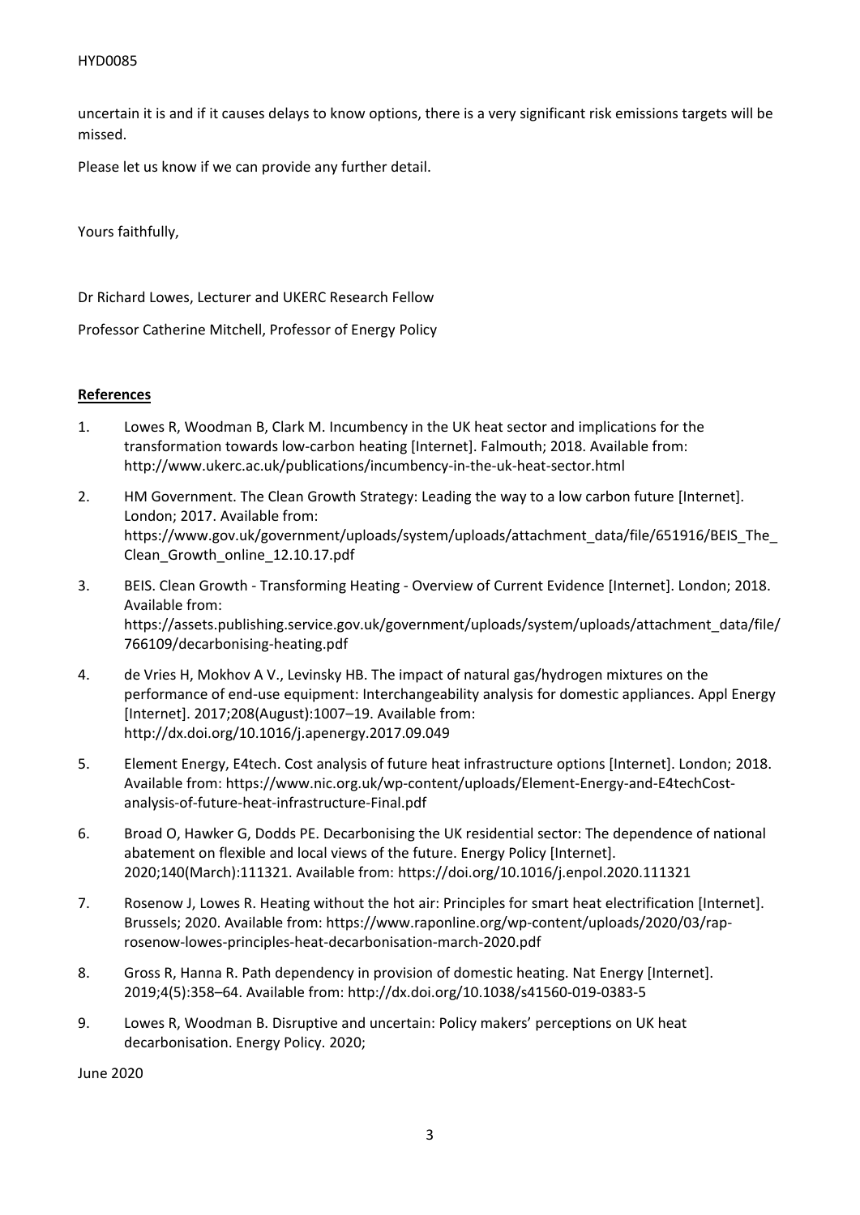uncertain it is and if it causes delays to know options, there is a very significant risk emissions targets will be missed.

Please let us know if we can provide any further detail.

Yours faithfully,

Dr Richard Lowes, Lecturer and UKERC Research Fellow

Professor Catherine Mitchell, Professor of Energy Policy

## References

1. Lowes R, Woodman B, Clark M. Incumbency in the UK heat sector and implications for the transformation towards low-carbon heating [Internet]. Falmouth; 2018. Available from: http://www.ukerc.ac.uk/publications/incumbency-in-the-uk-heat-sector.html
2. HM Government. The Clean Growth Strategy: Leading the way to a low carbon future [Internet]. London; 2017. Available from: https://www.gov.uk/government/uploads/system/uploads/attachment_data/file/651916/BEIS_The_Clean_Growth_online_12.10.17.pdf
3. BEIS. Clean Growth - Transforming Heating - Overview of Current Evidence [Internet]. London; 2018. Available from: https://assets.publishing.service.gov.uk/government/uploads/system/uploads/attachment_data/file/766109/decarbonising-heating.pdf
4. de Vries H, Mokhov A V., Levinsky HB. The impact of natural gas/hydrogen mixtures on the performance of end-use equipment: Interchangeability analysis for domestic appliances. Appl Energy [Internet]. 2017;208(August):1007–19. Available from: http://dx.doi.org/10.1016/j.apenergy.2017.09.049
5. Element Energy, E4tech. Cost analysis of future heat infrastructure options [Internet]. London; 2018. Available from: https://www.nic.org.uk/wp-content/uploads/Element-Energy-and-E4techCost-analysis-of-future-heat-infrastructure-Final.pdf
6. Broad O, Hawker G, Dodds PE. Decarbonising the UK residential sector: The dependence of national abatement on flexible and local views of the future. Energy Policy [Internet]. 2020;140(March):111321. Available from: https://doi.org/10.1016/j.enpol.2020.111321
7. Rosenow J, Lowes R. Heating without the hot air: Principles for smart heat electrification [Internet]. Brussels; 2020. Available from: https://www.raponline.org/wp-content/uploads/2020/03/rap-rosenow-lowes-principles-heat-decarbonisation-march-2020.pdf
8. Gross R, Hanna R. Path dependency in provision of domestic heating. Nat Energy [Internet]. 2019;4(5):358–64. Available from: http://dx.doi.org/10.1038/s41560-019-0383-5
9. Lowes R, Woodman B. Disruptive and uncertain: Policy makers' perceptions on UK heat decarbonisation. Energy Policy. 2020;

June 2020